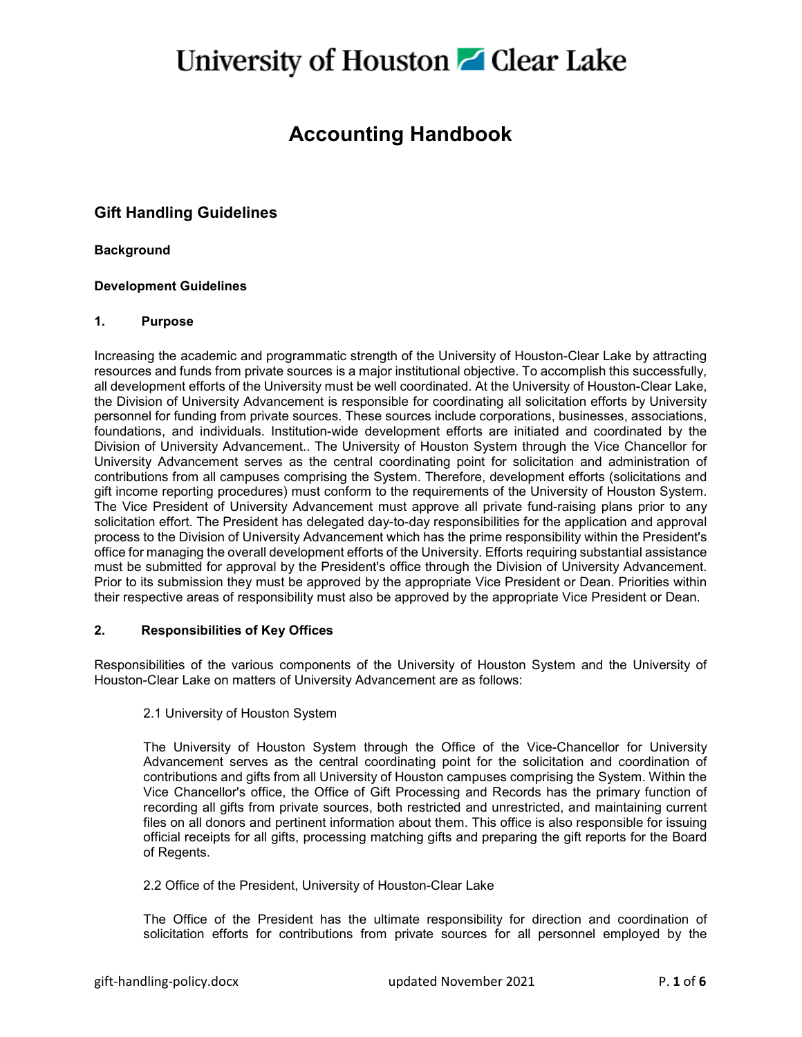# University of Houston Clear Lake

# Accounting Handbook

## Gift Handling Guidelines

**Background**

**Development Guidelines**

### 1. Purpose

Increasing the academic and programmatic strength of the University of Houston-Clear Lake by attracting resources and funds from private sources is a major institutional objective. To accomplish this successfully, all development efforts of the University must be well coordinated. At the University of Houston-Clear Lake, the Division of University Advancement is responsible for coordinating all solicitation efforts by University personnel for funding from private sources. These sources include corporations, businesses, associations, foundations, and individuals. Institution-wide development efforts are initiated and coordinated by the Division of University Advancement.. The University of Houston System through the Vice Chancellor for University Advancement serves as the central coordinating point for solicitation and administration of contributions from all campuses comprising the System. Therefore, development efforts (solicitations and gift income reporting procedures) must conform to the requirements of the University of Houston System. The Vice President of University Advancement must approve all private fund-raising plans prior to any solicitation effort. The President has delegated day-to-day responsibilities for the application and approval process to the Division of University Advancement which has the prime responsibility within the President's office for managing the overall development efforts of the University. Efforts requiring substantial assistance must be submitted for approval by the President's office through the Division of University Advancement. Prior to its submission they must be approved by the appropriate Vice President or Dean. Priorities within their respective areas of responsibility must also be approved by the appropriate Vice President or Dean.

### 2. Responsibilities of Key Offices

Responsibilities of the various components of the University of Houston System and the University of Houston-Clear Lake on matters of University Advancement are as follows:

2.1 University of Houston System

The University of Houston System through the Office of the Vice-Chancellor for University Advancement serves as the central coordinating point for the solicitation and coordination of contributions and gifts from all University of Houston campuses comprising the System. Within the Vice Chancellor's office, the Office of Gift Processing and Records has the primary function of recording all gifts from private sources, both restricted and unrestricted, and maintaining current files on all donors and pertinent information about them. This office is also responsible for issuing official receipts for all gifts, processing matching gifts and preparing the gift reports for the Board of Regents.

2.2 Office of the President, University of Houston-Clear Lake

The Office of the President has the ultimate responsibility for direction and coordination of solicitation efforts for contributions from private sources for all personnel employed by the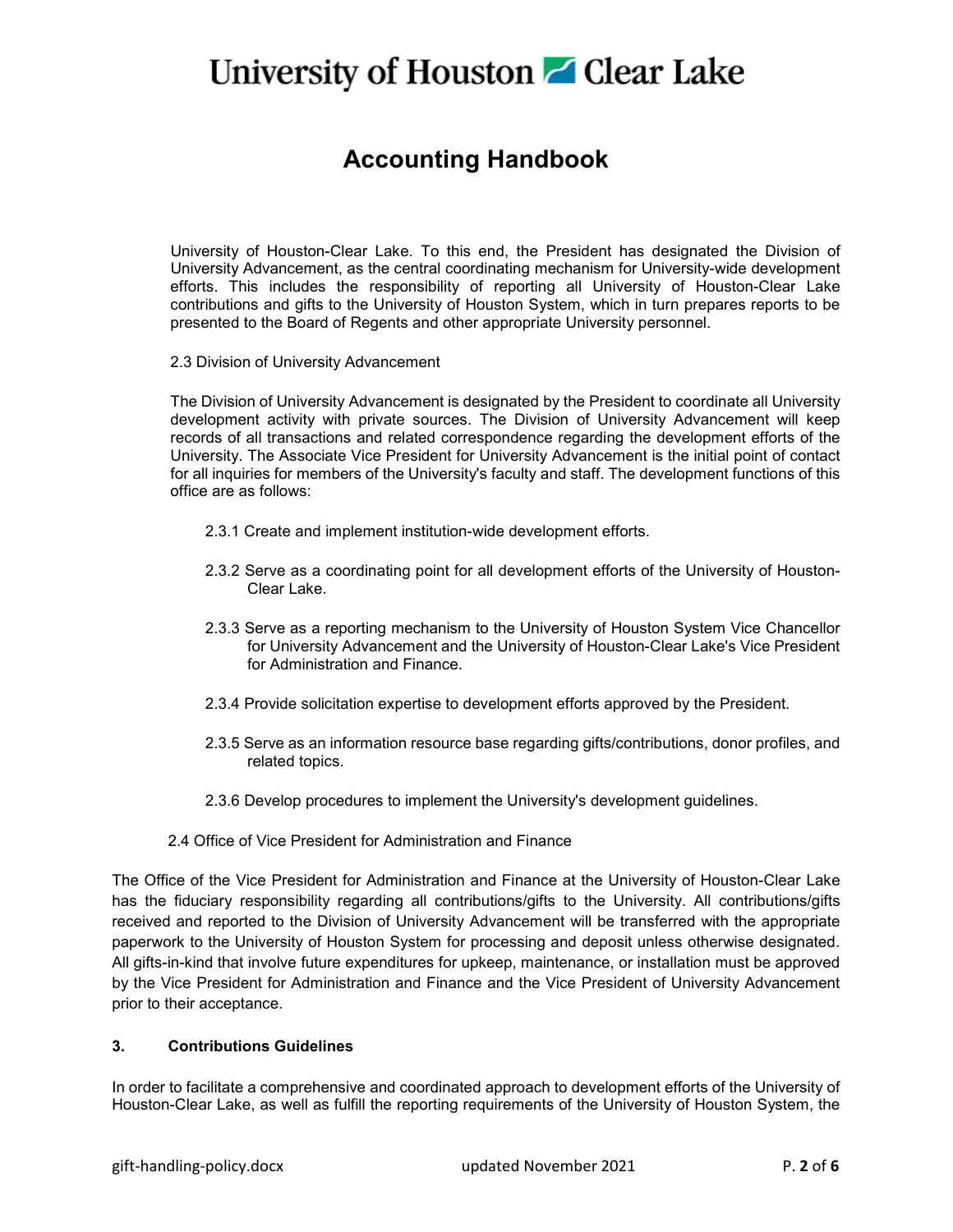University of Houston-Clear Lake. To this end, the President has designated the Division of University Advancement, as the central coordinating mechanism for University-wide development efforts. This includes the responsibility of reporting all University of Houston-Clear Lake contributions and gifts to the University of Houston System, which in turn prepares reports to be presented to the Board of Regents and other appropriate University personnel.

2.3 Division of University Advancement

The Division of University Advancement is designated by the President to coordinate all University development activity with private sources. The Division of University Advancement will keep records of all transactions and related correspondence regarding the development efforts of the University. The Associate Vice President for University Advancement is the initial point of contact for all inquiries for members of the University's faculty and staff. The development functions of this office are as follows:

2.3.1 Create and implement institution-wide development efforts.

2.3.2 Serve as a coordinating point for all development efforts of the University of Houston-Clear Lake.

2.3.3 Serve as a reporting mechanism to the University of Houston System Vice Chancellor for University Advancement and the University of Houston-Clear Lake's Vice President for Administration and Finance.

2.3.4 Provide solicitation expertise to development efforts approved by the President.

2.3.5 Serve as an information resource base regarding gifts/contributions, donor profiles, and related topics.

2.3.6 Develop procedures to implement the University's development guidelines.

2.4 Office of Vice President for Administration and Finance

The Office of the Vice President for Administration and Finance at the University of Houston-Clear Lake has the fiduciary responsibility regarding all contributions/gifts to the University. All contributions/gifts received and reported to the Division of University Advancement will be transferred with the appropriate paperwork to the University of Houston System for processing and deposit unless otherwise designated. All gifts-in-kind that involve future expenditures for upkeep, maintenance, or installation must be approved by the Vice President for Administration and Finance and the Vice President of University Advancement prior to their acceptance.

## 3. Contributions Guidelines

In order to facilitate a comprehensive and coordinated approach to development efforts of the University of Houston-Clear Lake, as well as fulfill the reporting requirements of the University of Houston System, the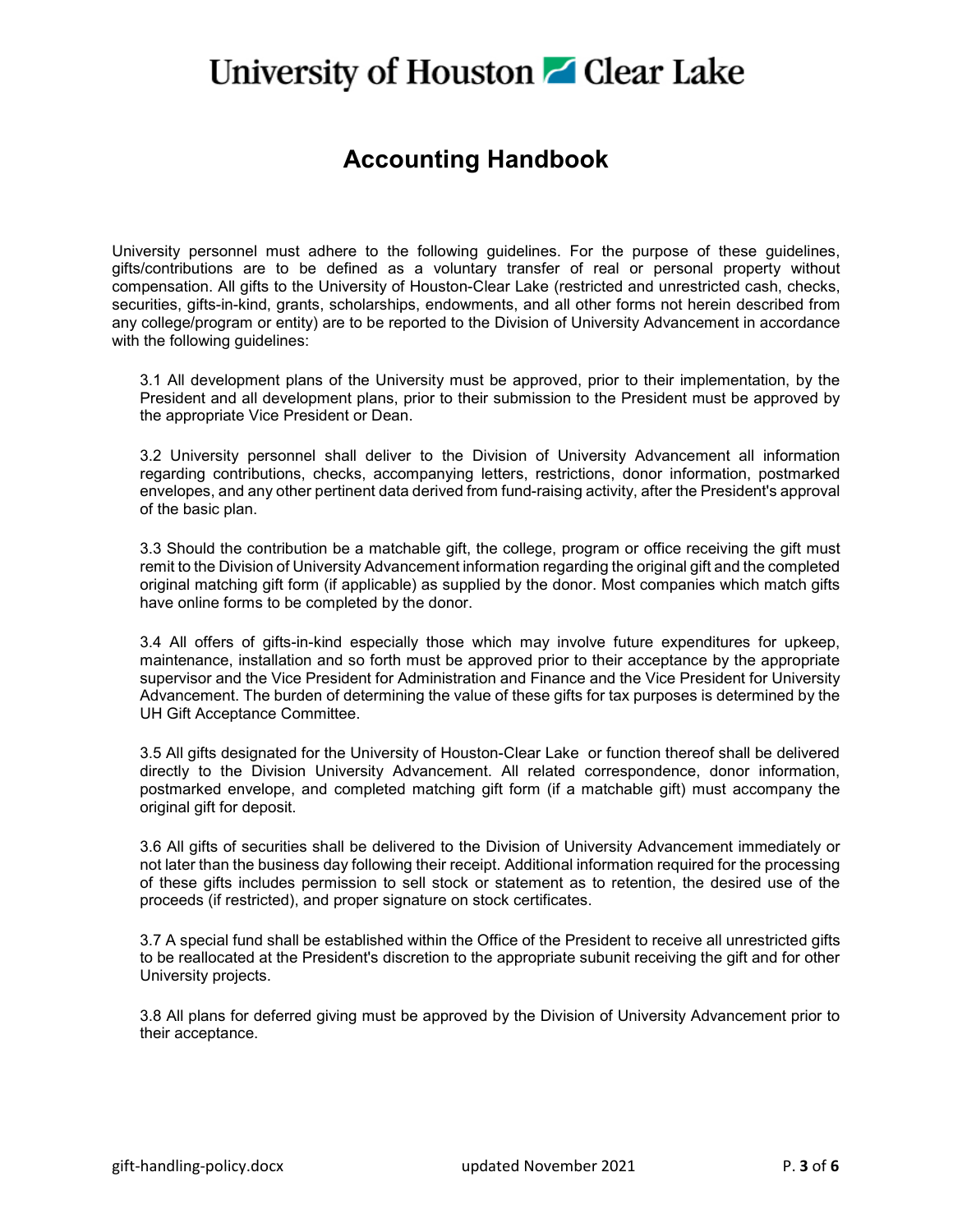University personnel must adhere to the following guidelines. For the purpose of these guidelines, gifts/contributions are to be defined as a voluntary transfer of real or personal property without compensation. All gifts to the University of Houston-Clear Lake (restricted and unrestricted cash, checks, securities, gifts-in-kind, grants, scholarships, endowments, and all other forms not herein described from any college/program or entity) are to be reported to the Division of University Advancement in accordance with the following guidelines:

3.1 All development plans of the University must be approved, prior to their implementation, by the President and all development plans, prior to their submission to the President must be approved by the appropriate Vice President or Dean.

3.2 University personnel shall deliver to the Division of University Advancement all information regarding contributions, checks, accompanying letters, restrictions, donor information, postmarked envelopes, and any other pertinent data derived from fund-raising activity, after the President's approval of the basic plan.

3.3 Should the contribution be a matchable gift, the college, program or office receiving the gift must remit to the Division of University Advancement information regarding the original gift and the completed original matching gift form (if applicable) as supplied by the donor. Most companies which match gifts have online forms to be completed by the donor.

3.4 All offers of gifts-in-kind especially those which may involve future expenditures for upkeep, maintenance, installation and so forth must be approved prior to their acceptance by the appropriate supervisor and the Vice President for Administration and Finance and the Vice President for University Advancement. The burden of determining the value of these gifts for tax purposes is determined by the UH Gift Acceptance Committee.

3.5 All gifts designated for the University of Houston-Clear Lake or function thereof shall be delivered directly to the Division University Advancement. All related correspondence, donor information, postmarked envelope, and completed matching gift form (if a matchable gift) must accompany the original gift for deposit.

3.6 All gifts of securities shall be delivered to the Division of University Advancement immediately or not later than the business day following their receipt. Additional information required for the processing of these gifts includes permission to sell stock or statement as to retention, the desired use of the proceeds (if restricted), and proper signature on stock certificates.

3.7 A special fund shall be established within the Office of the President to receive all unrestricted gifts to be reallocated at the President's discretion to the appropriate subunit receiving the gift and for other University projects.

3.8 All plans for deferred giving must be approved by the Division of University Advancement prior to their acceptance.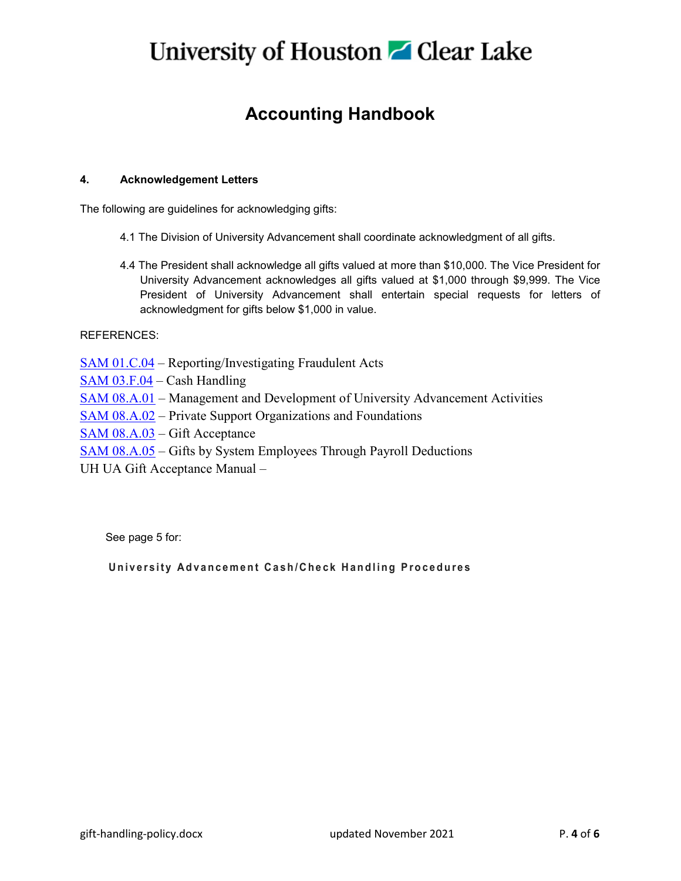# Accounting Handbook

### 4. Acknowledgement Letters

The following are guidelines for acknowledging gifts:

> 4.1 The Division of University Advancement shall coordinate acknowledgment of all gifts.
>
> 4.4 The President shall acknowledge all gifts valued at more than $10,000. The Vice President for University Advancement acknowledges all gifts valued at $1,000 through $9,999. The Vice President of University Advancement shall entertain special requests for letters of acknowledgment for gifts below $1,000 in value.

REFERENCES:

SAM 01.C.04 – Reporting/Investigating Fraudulent Acts
SAM 03.F.04 – Cash Handling
SAM 08.A.01 – Management and Development of University Advancement Activities
SAM 08.A.02 – Private Support Organizations and Foundations
SAM 08.A.03 – Gift Acceptance
SAM 08.A.05 – Gifts by System Employees Through Payroll Deductions
UH UA Gift Acceptance Manual –

See page 5 for:

**University Advancement Cash/Check Handling Procedures**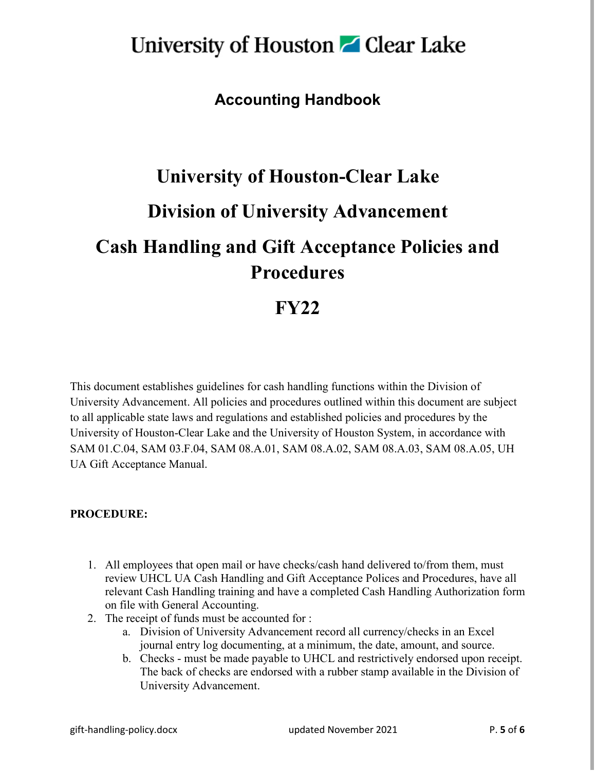# University of Houston-Clear Lake

## Accounting Handbook

# University of Houston-Clear Lake

# Division of University Advancement

# Cash Handling and Gift Acceptance Policies and Procedures

# FY22

This document establishes guidelines for cash handling functions within the Division of University Advancement. All policies and procedures outlined within this document are subject to all applicable state laws and regulations and established policies and procedures by the University of Houston-Clear Lake and the University of Houston System, in accordance with SAM 01.C.04, SAM 03.F.04, SAM 08.A.01, SAM 08.A.02, SAM 08.A.03, SAM 08.A.05, UH UA Gift Acceptance Manual.

**PROCEDURE:**

1. All employees that open mail or have checks/cash hand delivered to/from them, must review UHCL UA Cash Handling and Gift Acceptance Polices and Procedures, have all relevant Cash Handling training and have a completed Cash Handling Authorization form on file with General Accounting.
2. The receipt of funds must be accounted for :
   a. Division of University Advancement record all currency/checks in an Excel journal entry log documenting, at a minimum, the date, amount, and source.
   b. Checks - must be made payable to UHCL and restrictively endorsed upon receipt. The back of checks are endorsed with a rubber stamp available in the Division of University Advancement.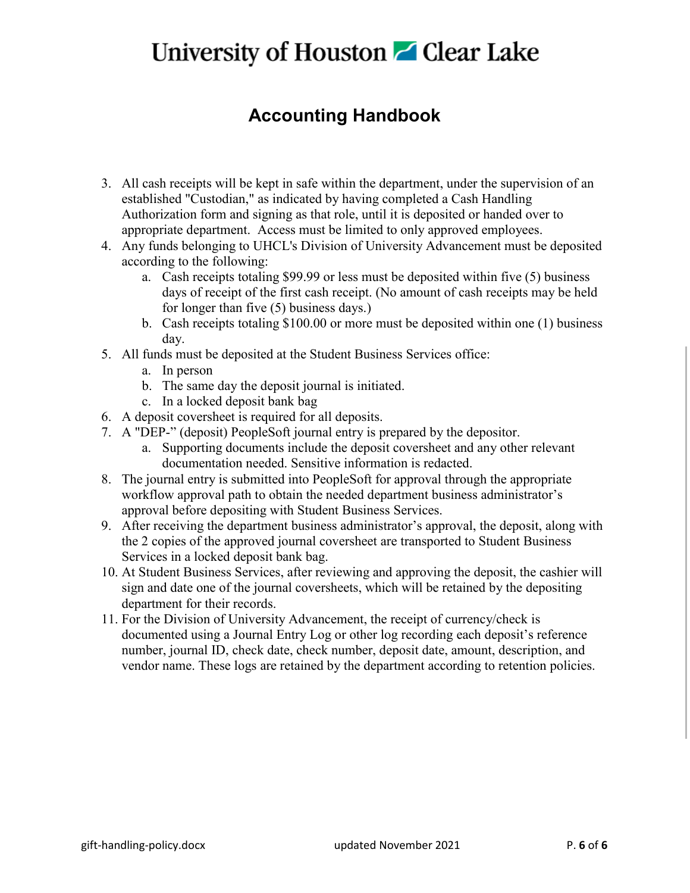3. All cash receipts will be kept in safe within the department, under the supervision of an established "Custodian," as indicated by having completed a Cash Handling Authorization form and signing as that role, until it is deposited or handed over to appropriate department. Access must be limited to only approved employees.
4. Any funds belonging to UHCL's Division of University Advancement must be deposited according to the following:
   a. Cash receipts totaling $99.99 or less must be deposited within five (5) business days of receipt of the first cash receipt. (No amount of cash receipts may be held for longer than five (5) business days.)
   b. Cash receipts totaling $100.00 or more must be deposited within one (1) business day.
5. All funds must be deposited at the Student Business Services office:
   a. In person
   b. The same day the deposit journal is initiated.
   c. In a locked deposit bank bag
6. A deposit coversheet is required for all deposits.
7. A "DEP-" (deposit) PeopleSoft journal entry is prepared by the depositor.
   a. Supporting documents include the deposit coversheet and any other relevant documentation needed. Sensitive information is redacted.
8. The journal entry is submitted into PeopleSoft for approval through the appropriate workflow approval path to obtain the needed department business administrator's approval before depositing with Student Business Services.
9. After receiving the department business administrator's approval, the deposit, along with the 2 copies of the approved journal coversheet are transported to Student Business Services in a locked deposit bank bag.
10. At Student Business Services, after reviewing and approving the deposit, the cashier will sign and date one of the journal coversheets, which will be retained by the depositing department for their records.
11. For the Division of University Advancement, the receipt of currency/check is documented using a Journal Entry Log or other log recording each deposit's reference number, journal ID, check date, check number, deposit date, amount, description, and vendor name. These logs are retained by the department according to retention policies.